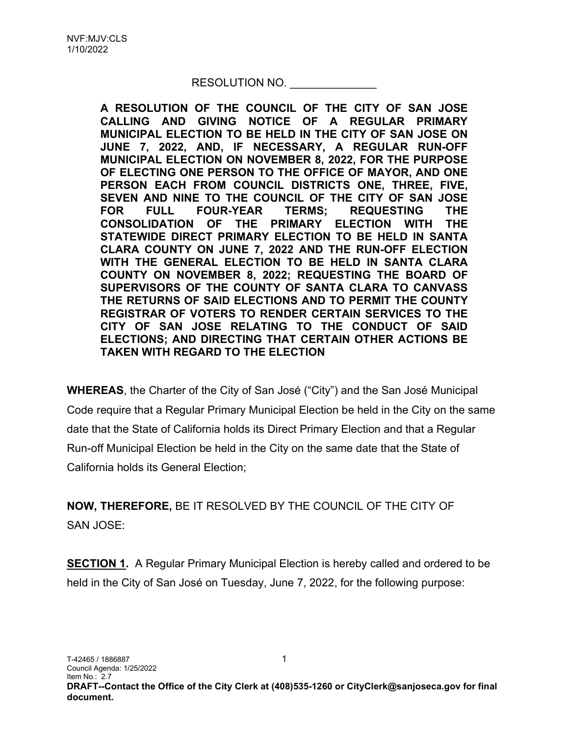NVF:MJV:CLS
1/10/2022

RESOLUTION NO. ______________

**A RESOLUTION OF THE COUNCIL OF THE CITY OF SAN JOSE CALLING AND GIVING NOTICE OF A REGULAR PRIMARY MUNICIPAL ELECTION TO BE HELD IN THE CITY OF SAN JOSE ON JUNE 7, 2022, AND, IF NECESSARY, A REGULAR RUN-OFF MUNICIPAL ELECTION ON NOVEMBER 8, 2022, FOR THE PURPOSE OF ELECTING ONE PERSON TO THE OFFICE OF MAYOR, AND ONE PERSON EACH FROM COUNCIL DISTRICTS ONE, THREE, FIVE, SEVEN AND NINE TO THE COUNCIL OF THE CITY OF SAN JOSE FOR FULL FOUR-YEAR TERMS; REQUESTING THE CONSOLIDATION OF THE PRIMARY ELECTION WITH THE STATEWIDE DIRECT PRIMARY ELECTION TO BE HELD IN SANTA CLARA COUNTY ON JUNE 7, 2022 AND THE RUN-OFF ELECTION WITH THE GENERAL ELECTION TO BE HELD IN SANTA CLARA COUNTY ON NOVEMBER 8, 2022; REQUESTING THE BOARD OF SUPERVISORS OF THE COUNTY OF SANTA CLARA TO CANVASS THE RETURNS OF SAID ELECTIONS AND TO PERMIT THE COUNTY REGISTRAR OF VOTERS TO RENDER CERTAIN SERVICES TO THE CITY OF SAN JOSE RELATING TO THE CONDUCT OF SAID ELECTIONS; AND DIRECTING THAT CERTAIN OTHER ACTIONS BE TAKEN WITH REGARD TO THE ELECTION**

**WHEREAS**, the Charter of the City of San José ("City") and the San José Municipal Code require that a Regular Primary Municipal Election be held in the City on the same date that the State of California holds its Direct Primary Election and that a Regular Run-off Municipal Election be held in the City on the same date that the State of California holds its General Election;

**NOW, THEREFORE,** BE IT RESOLVED BY THE COUNCIL OF THE CITY OF SAN JOSE:

**SECTION 1.** A Regular Primary Municipal Election is hereby called and ordered to be held in the City of San José on Tuesday, June 7, 2022, for the following purpose:

T-42465 / 1886887
Council Agenda: 1/25/2022
Item No.: 2.7
**DRAFT--Contact the Office of the City Clerk at (408)535-1260 or CityClerk@sanjoseca.gov for final document.**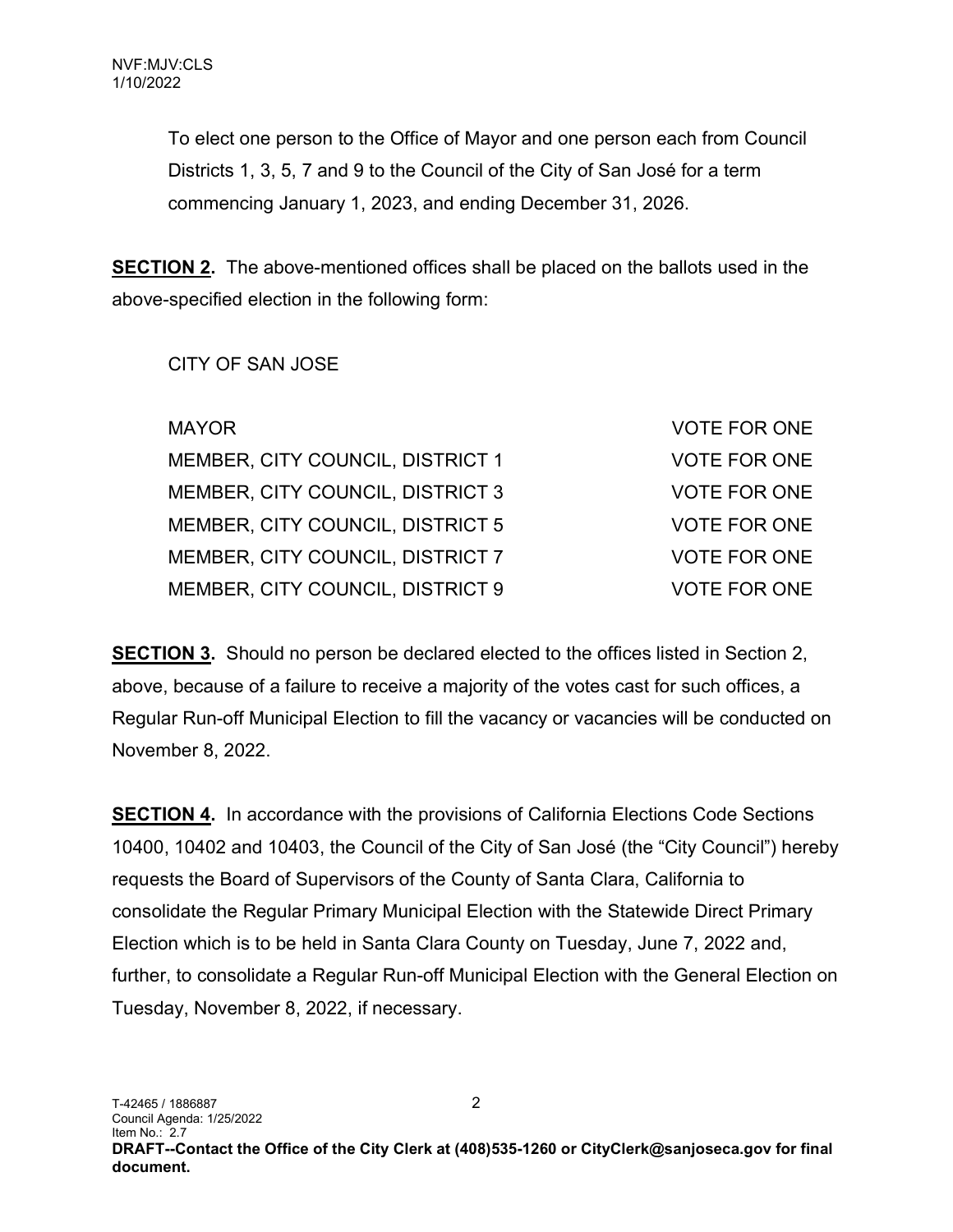To elect one person to the Office of Mayor and one person each from Council Districts 1, 3, 5, 7 and 9 to the Council of the City of San José for a term commencing January 1, 2023, and ending December 31, 2026.

**SECTION 2.** The above-mentioned offices shall be placed on the ballots used in the above-specified election in the following form:

CITY OF SAN JOSE

| | |
|---|---|
| MAYOR | VOTE FOR ONE |
| MEMBER, CITY COUNCIL, DISTRICT 1 | VOTE FOR ONE |
| MEMBER, CITY COUNCIL, DISTRICT 3 | VOTE FOR ONE |
| MEMBER, CITY COUNCIL, DISTRICT 5 | VOTE FOR ONE |
| MEMBER, CITY COUNCIL, DISTRICT 7 | VOTE FOR ONE |
| MEMBER, CITY COUNCIL, DISTRICT 9 | VOTE FOR ONE |

**SECTION 3.** Should no person be declared elected to the offices listed in Section 2, above, because of a failure to receive a majority of the votes cast for such offices, a Regular Run-off Municipal Election to fill the vacancy or vacancies will be conducted on November 8, 2022.

**SECTION 4.** In accordance with the provisions of California Elections Code Sections 10400, 10402 and 10403, the Council of the City of San José (the "City Council") hereby requests the Board of Supervisors of the County of Santa Clara, California to consolidate the Regular Primary Municipal Election with the Statewide Direct Primary Election which is to be held in Santa Clara County on Tuesday, June 7, 2022 and, further, to consolidate a Regular Run-off Municipal Election with the General Election on Tuesday, November 8, 2022, if necessary.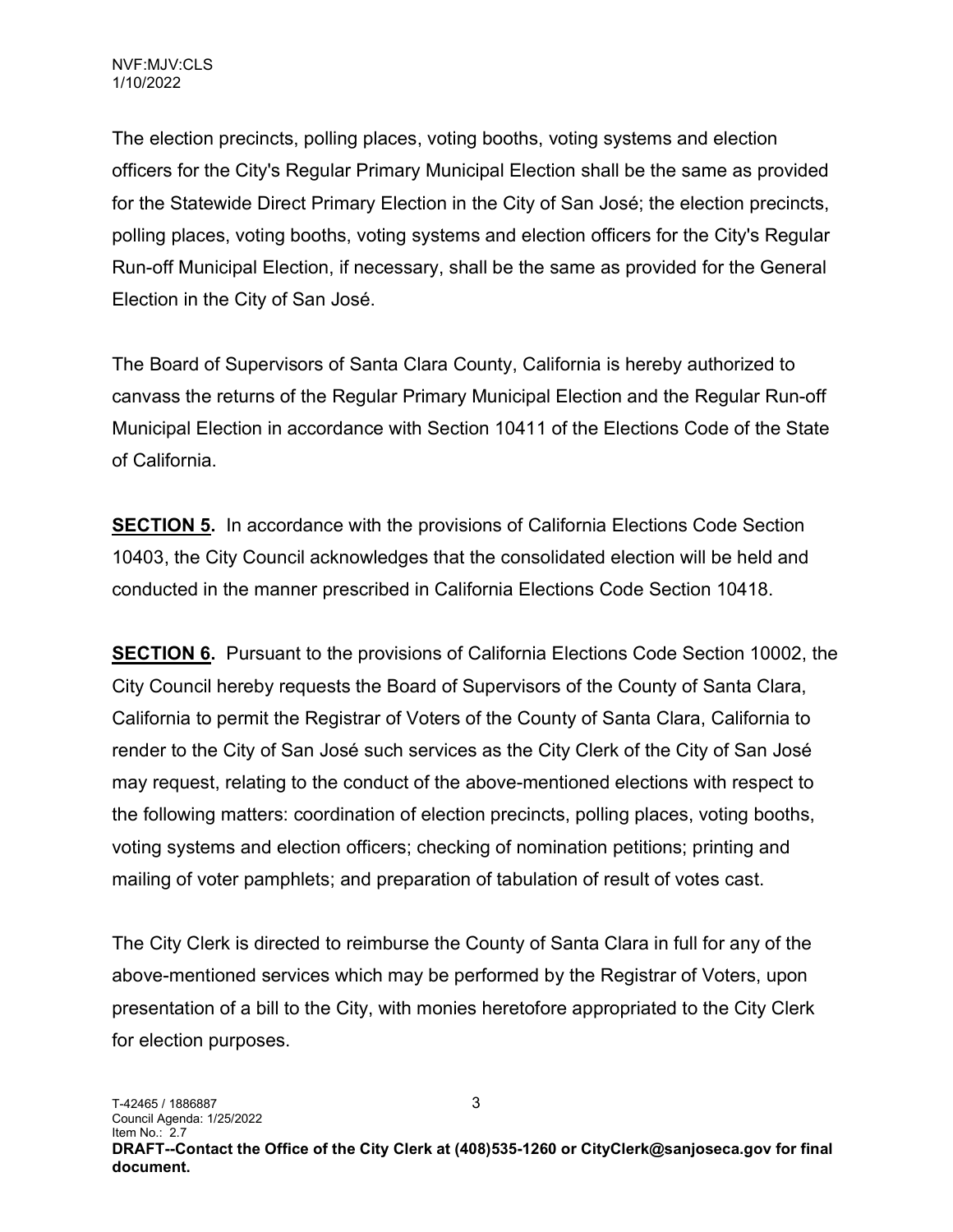The election precincts, polling places, voting booths, voting systems and election officers for the City's Regular Primary Municipal Election shall be the same as provided for the Statewide Direct Primary Election in the City of San José; the election precincts, polling places, voting booths, voting systems and election officers for the City's Regular Run-off Municipal Election, if necessary, shall be the same as provided for the General Election in the City of San José.

The Board of Supervisors of Santa Clara County, California is hereby authorized to canvass the returns of the Regular Primary Municipal Election and the Regular Run-off Municipal Election in accordance with Section 10411 of the Elections Code of the State of California.

**SECTION 5.** In accordance with the provisions of California Elections Code Section 10403, the City Council acknowledges that the consolidated election will be held and conducted in the manner prescribed in California Elections Code Section 10418.

**SECTION 6.** Pursuant to the provisions of California Elections Code Section 10002, the City Council hereby requests the Board of Supervisors of the County of Santa Clara, California to permit the Registrar of Voters of the County of Santa Clara, California to render to the City of San José such services as the City Clerk of the City of San José may request, relating to the conduct of the above-mentioned elections with respect to the following matters: coordination of election precincts, polling places, voting booths, voting systems and election officers; checking of nomination petitions; printing and mailing of voter pamphlets; and preparation of tabulation of result of votes cast.

The City Clerk is directed to reimburse the County of Santa Clara in full for any of the above-mentioned services which may be performed by the Registrar of Voters, upon presentation of a bill to the City, with monies heretofore appropriated to the City Clerk for election purposes.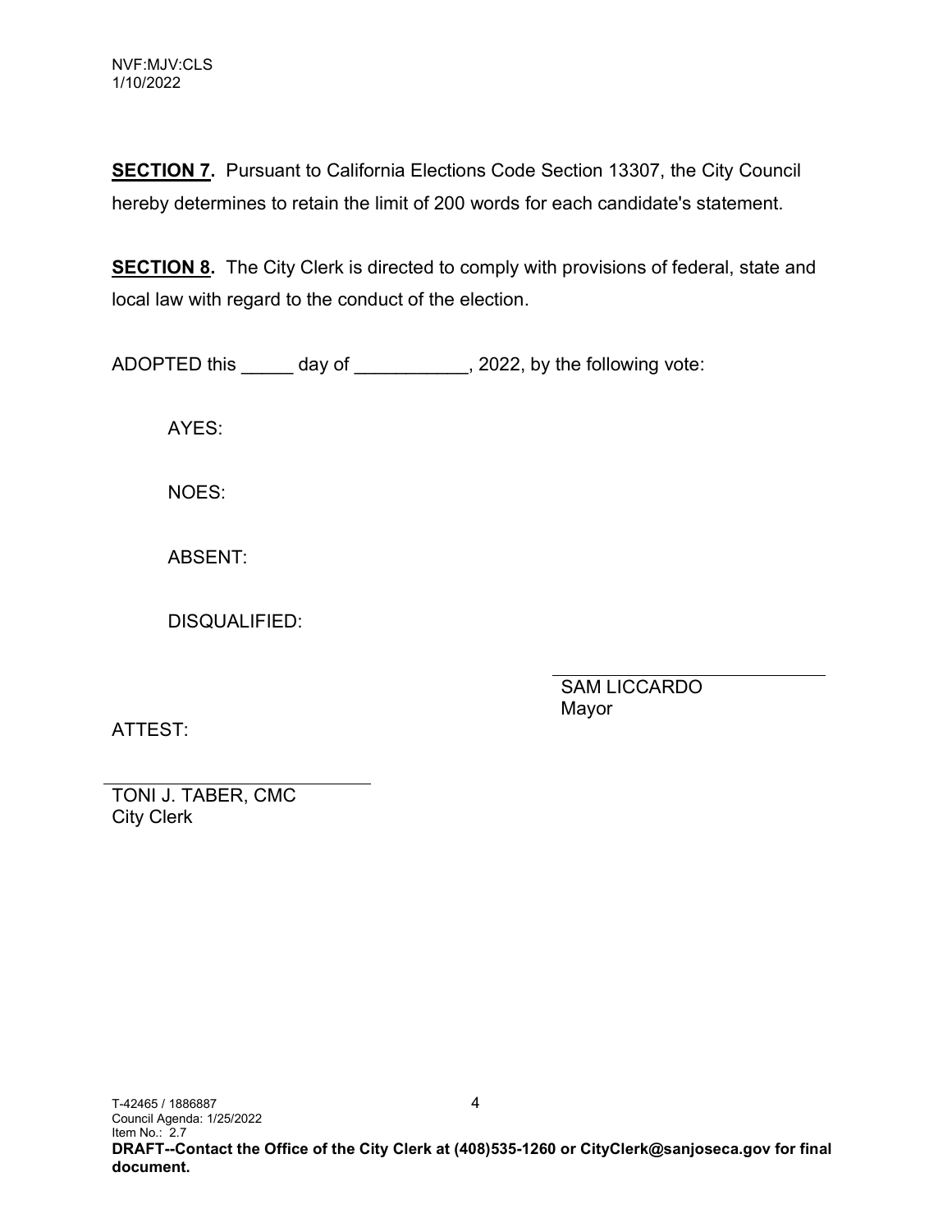**SECTION 7.** Pursuant to California Elections Code Section 13307, the City Council hereby determines to retain the limit of 200 words for each candidate's statement.

**SECTION 8.** The City Clerk is directed to comply with provisions of federal, state and local law with regard to the conduct of the election.

ADOPTED this _____ day of ___________, 2022, by the following vote:

AYES:

NOES:

ABSENT:

DISQUALIFIED:

SAM LICCARDO
Mayor

ATTEST:

TONI J. TABER, CMC
City Clerk